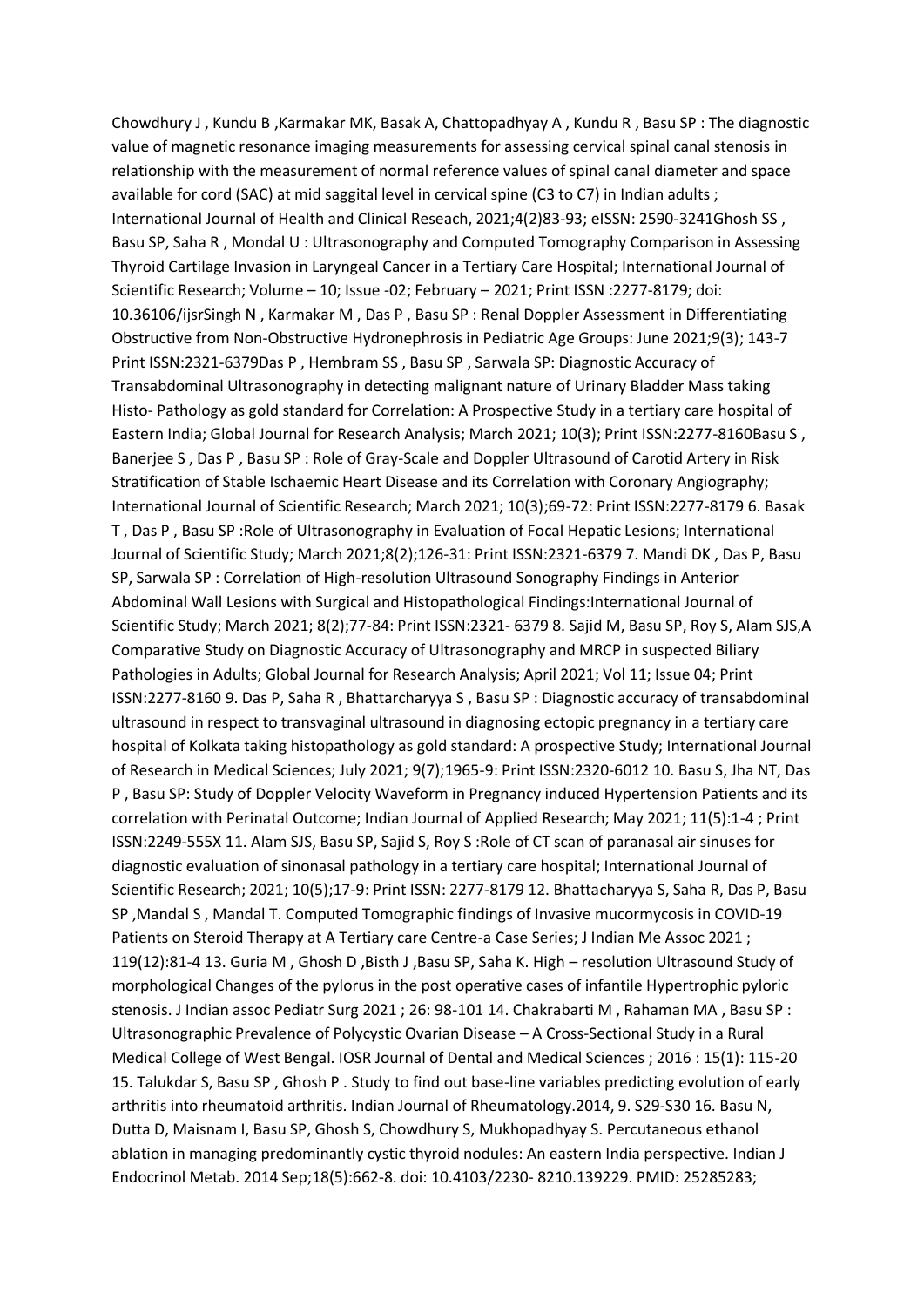Chowdhury J , Kundu B ,Karmakar MK, Basak A, Chattopadhyay A , Kundu R , Basu SP : The diagnostic value of magnetic resonance imaging measurements for assessing cervical spinal canal stenosis in relationship with the measurement of normal reference values of spinal canal diameter and space available for cord (SAC) at mid saggital level in cervical spine (C3 to C7) in Indian adults ; International Journal of Health and Clinical Reseach, 2021;4(2)83-93; eISSN: 2590-3241Ghosh SS , Basu SP, Saha R , Mondal U : Ultrasonography and Computed Tomography Comparison in Assessing Thyroid Cartilage Invasion in Laryngeal Cancer in a Tertiary Care Hospital; International Journal of Scientific Research; Volume – 10; Issue -02; February – 2021; Print ISSN :2277-8179; doi: 10.36106/ijsrSingh N , Karmakar M , Das P , Basu SP : Renal Doppler Assessment in Differentiating Obstructive from Non-Obstructive Hydronephrosis in Pediatric Age Groups: June 2021;9(3); 143-7 Print ISSN:2321-6379Das P , Hembram SS , Basu SP , Sarwala SP: Diagnostic Accuracy of Transabdominal Ultrasonography in detecting malignant nature of Urinary Bladder Mass taking Histo- Pathology as gold standard for Correlation: A Prospective Study in a tertiary care hospital of Eastern India; Global Journal for Research Analysis; March 2021; 10(3); Print ISSN:2277-8160Basu S , Banerjee S , Das P , Basu SP : Role of Gray-Scale and Doppler Ultrasound of Carotid Artery in Risk Stratification of Stable Ischaemic Heart Disease and its Correlation with Coronary Angiography; International Journal of Scientific Research; March 2021; 10(3);69-72: Print ISSN:2277-8179 6. Basak T , Das P , Basu SP :Role of Ultrasonography in Evaluation of Focal Hepatic Lesions; International Journal of Scientific Study; March 2021;8(2);126-31: Print ISSN:2321-6379 7. Mandi DK , Das P, Basu SP, Sarwala SP : Correlation of High-resolution Ultrasound Sonography Findings in Anterior Abdominal Wall Lesions with Surgical and Histopathological Findings:International Journal of Scientific Study; March 2021; 8(2);77-84: Print ISSN:2321- 6379 8. Sajid M, Basu SP, Roy S, Alam SJS,A Comparative Study on Diagnostic Accuracy of Ultrasonography and MRCP in suspected Biliary Pathologies in Adults; Global Journal for Research Analysis; April 2021; Vol 11; Issue 04; Print ISSN:2277-8160 9. Das P, Saha R , Bhattarcharyya S , Basu SP : Diagnostic accuracy of transabdominal ultrasound in respect to transvaginal ultrasound in diagnosing ectopic pregnancy in a tertiary care hospital of Kolkata taking histopathology as gold standard: A prospective Study; International Journal of Research in Medical Sciences; July 2021; 9(7);1965-9: Print ISSN:2320-6012 10. Basu S, Jha NT, Das P , Basu SP: Study of Doppler Velocity Waveform in Pregnancy induced Hypertension Patients and its correlation with Perinatal Outcome; Indian Journal of Applied Research; May 2021; 11(5):1-4 ; Print ISSN:2249-555X 11. Alam SJS, Basu SP, Sajid S, Roy S :Role of CT scan of paranasal air sinuses for diagnostic evaluation of sinonasal pathology in a tertiary care hospital; International Journal of Scientific Research; 2021; 10(5);17-9: Print ISSN: 2277-8179 12. Bhattacharyya S, Saha R, Das P, Basu SP ,Mandal S , Mandal T. Computed Tomographic findings of Invasive mucormycosis in COVID-19 Patients on Steroid Therapy at A Tertiary care Centre-a Case Series; J Indian Me Assoc 2021 ; 119(12):81-4 13. Guria M , Ghosh D ,Bisth J ,Basu SP, Saha K. High – resolution Ultrasound Study of morphological Changes of the pylorus in the post operative cases of infantile Hypertrophic pyloric stenosis. J Indian assoc Pediatr Surg 2021 ; 26: 98-101 14. Chakrabarti M , Rahaman MA , Basu SP : Ultrasonographic Prevalence of Polycystic Ovarian Disease – A Cross-Sectional Study in a Rural Medical College of West Bengal. IOSR Journal of Dental and Medical Sciences ; 2016 : 15(1): 115-20 15. Talukdar S, Basu SP , Ghosh P . Study to find out base-line variables predicting evolution of early arthritis into rheumatoid arthritis. Indian Journal of Rheumatology.2014, 9. S29-S30 16. Basu N, Dutta D, Maisnam I, Basu SP, Ghosh S, Chowdhury S, Mukhopadhyay S. Percutaneous ethanol ablation in managing predominantly cystic thyroid nodules: An eastern India perspective. Indian J Endocrinol Metab. 2014 Sep;18(5):662-8. doi: 10.4103/2230- 8210.139229. PMID: 25285283;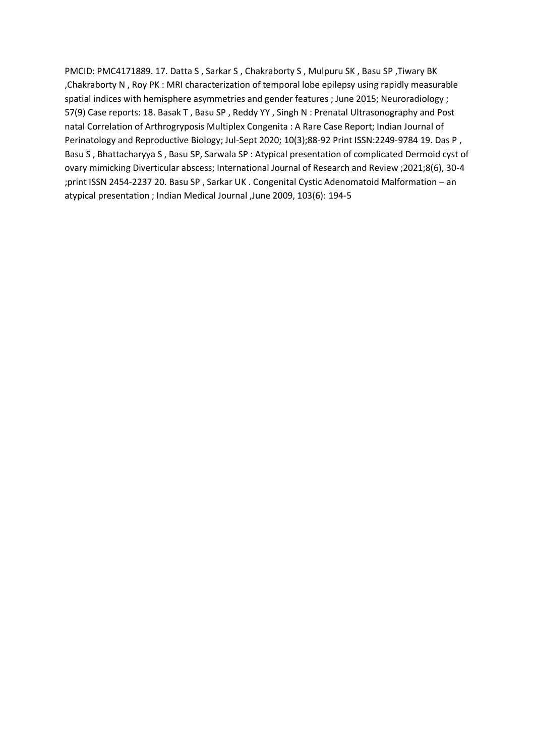PMCID: PMC4171889. 17. Datta S , Sarkar S , Chakraborty S , Mulpuru SK , Basu SP ,Tiwary BK ,Chakraborty N , Roy PK : MRI characterization of temporal lobe epilepsy using rapidly measurable spatial indices with hemisphere asymmetries and gender features ; June 2015; Neuroradiology ; 57(9) Case reports: 18. Basak T , Basu SP , Reddy YY , Singh N : Prenatal Ultrasonography and Post natal Correlation of Arthrogryposis Multiplex Congenita : A Rare Case Report; Indian Journal of Perinatology and Reproductive Biology; Jul-Sept 2020; 10(3);88-92 Print ISSN:2249-9784 19. Das P , Basu S , Bhattacharyya S , Basu SP, Sarwala SP : Atypical presentation of complicated Dermoid cyst of ovary mimicking Diverticular abscess; International Journal of Research and Review ;2021;8(6), 30-4 ;print ISSN 2454-2237 20. Basu SP , Sarkar UK . Congenital Cystic Adenomatoid Malformation – an atypical presentation ; Indian Medical Journal ,June 2009, 103(6): 194-5